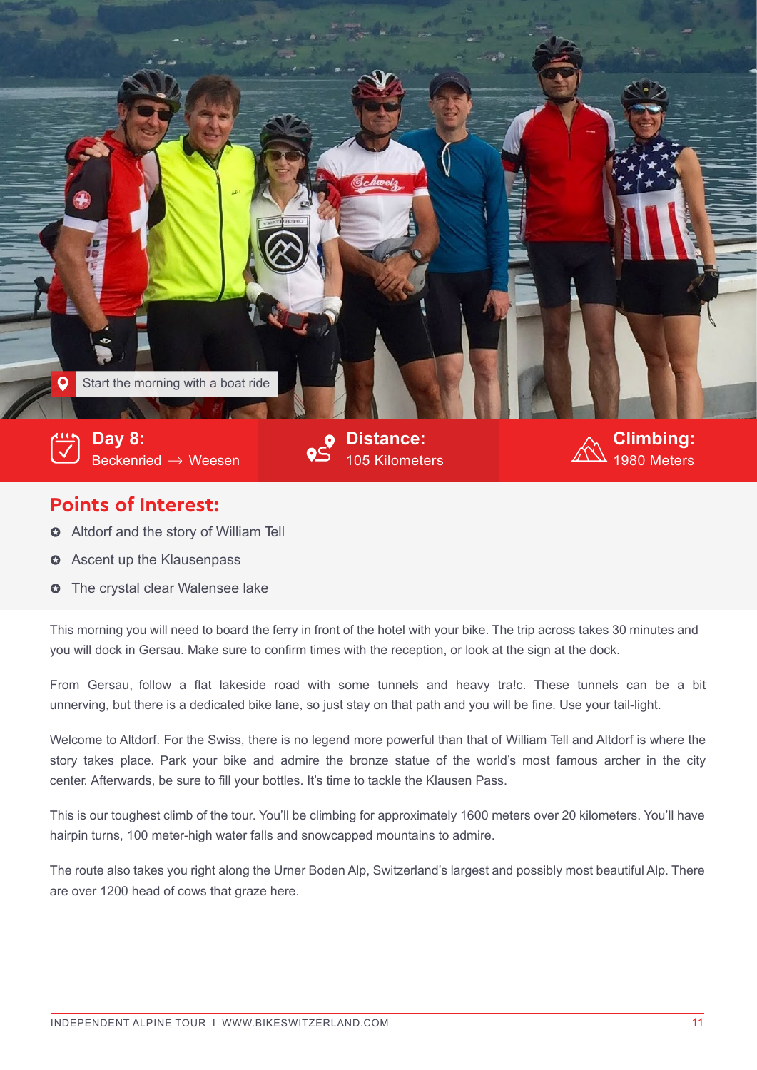Start the morning with a boat ride

**Day 8:** Beckenried → Weesen

**Distance:** 105 Kilometers

**Climbing:** 1980 Meters

## Points of Interest:

- Altdorf and the story of William Tell
- Ascent up the Klausenpass
- The crystal clear Walensee lake

This morning you will need to board the ferry in front of the hotel with your bike. The trip across takes 30 minutes and you will dock in Gersau. Make sure to confirm times with the reception, or look at the sign at the dock.

From Gersau, follow a flat lakeside road with some tunnels and heavy tra!c. These tunnels can be a bit unnerving, but there is a dedicated bike lane, so just stay on that path and you will be fine. Use your tail-light.

Welcome to Altdorf. For the Swiss, there is no legend more powerful than that of William Tell and Altdorf is where the story takes place. Park your bike and admire the bronze statue of the world's most famous archer in the city center. Afterwards, be sure to fill your bottles. It's time to tackle the Klausen Pass.

This is our toughest climb of the tour. You'll be climbing for approximately 1600 meters over 20 kilometers. You'll have hairpin turns, 100 meter-high water falls and snowcapped mountains to admire.

The route also takes you right along the Urner Boden Alp, Switzerland's largest and possibly most beautiful Alp. There are over 1200 head of cows that graze here.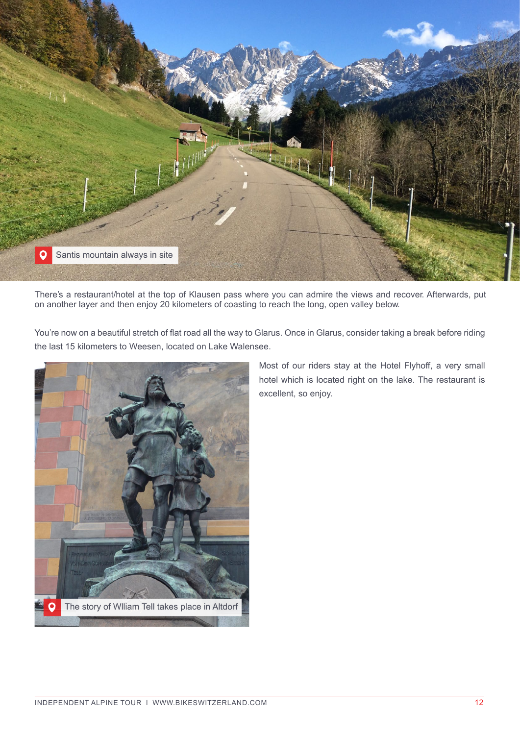Santis mountain always in site

There's a restaurant/hotel at the top of Klausen pass where you can admire the views and recover. Afterwards, put on another layer and then enjoy 20 kilometers of coasting to reach the long, open valley below.

You're now on a beautiful stretch of flat road all the way to Glarus. Once in Glarus, consider taking a break before riding the last 15 kilometers to Weesen, located on Lake Walensee.

The story of Wlliam Tell takes place in Altdorf

Most of our riders stay at the Hotel Flyhoff, a very small hotel which is located right on the lake. The restaurant is excellent, so enjoy.